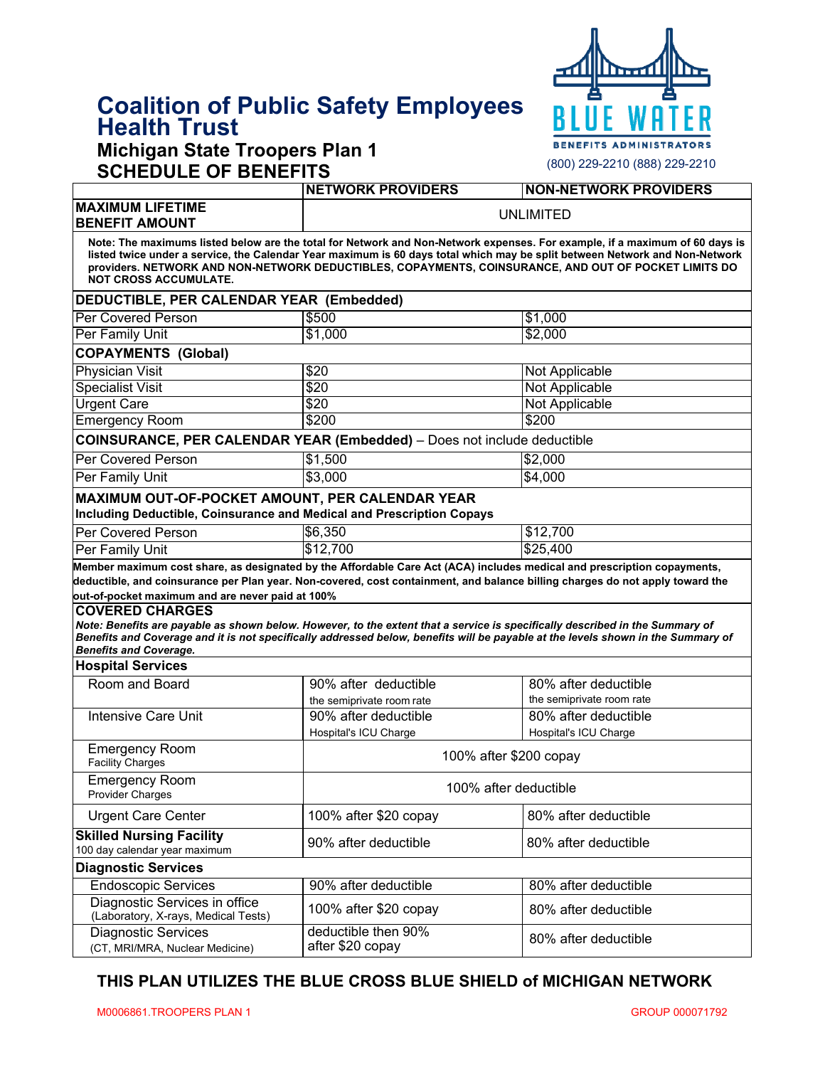# Coalition of Public Safety Employees Health Trust

## Michigan State Troopers Plan 1
## SCHEDULE OF BENEFITS

BLUE WATER BENEFITS ADMINISTRATORS
(800) 229-2210 (888) 229-2210

| | NETWORK PROVIDERS | NON-NETWORK PROVIDERS |
|---|---|---|
| **MAXIMUM LIFETIME BENEFIT AMOUNT** | UNLIMITED | |
| **Note: The maximums listed below are the total for Network and Non-Network expenses. For example, if a maximum of 60 days is listed twice under a service, the Calendar Year maximum is 60 days total which may be split between Network and Non-Network providers. NETWORK AND NON-NETWORK DEDUCTIBLES, COPAYMENTS, COINSURANCE, AND OUT OF POCKET LIMITS DO NOT CROSS ACCUMULATE.** | | |
| **DEDUCTIBLE, PER CALENDAR YEAR (Embedded)** | | |
| Per Covered Person | $500 | $1,000 |
| Per Family Unit | $1,000 | $2,000 |
| **COPAYMENTS (Global)** | | |
| Physician Visit | $20 | Not Applicable |
| Specialist Visit | $20 | Not Applicable |
| Urgent Care | $20 | Not Applicable |
| Emergency Room | $200 | $200 |
| **COINSURANCE, PER CALENDAR YEAR (Embedded)** – Does not include deductible | | |
| Per Covered Person | $1,500 | $2,000 |
| Per Family Unit | $3,000 | $4,000 |
| **MAXIMUM OUT-OF-POCKET AMOUNT, PER CALENDAR YEAR Including Deductible, Coinsurance and Medical and Prescription Copays** | | |
| Per Covered Person | $6,350 | $12,700 |
| Per Family Unit | $12,700 | $25,400 |
| **Member maximum cost share, as designated by the Affordable Care Act (ACA) includes medical and prescription copayments, deductible, and coinsurance per Plan year. Non-covered, cost containment, and balance billing charges do not apply toward the out-of-pocket maximum and are never paid at 100%** | | |
| **COVERED CHARGES** *Note: Benefits are payable as shown below. However, to the extent that a service is specifically described in the Summary of Benefits and Coverage and it is not specifically addressed below, benefits will be payable at the levels shown in the Summary of Benefits and Coverage.* | | |
| **Hospital Services** | | |
| Room and Board | 90% after deductible the semiprivate room rate | 80% after deductible the semiprivate room rate |
| Intensive Care Unit | 90% after deductible Hospital's ICU Charge | 80% after deductible Hospital's ICU Charge |
| Emergency Room Facility Charges | 100% after $200 copay | |
| Emergency Room Provider Charges | 100% after deductible | |
| Urgent Care Center | 100% after $20 copay | 80% after deductible |
| **Skilled Nursing Facility** 100 day calendar year maximum | 90% after deductible | 80% after deductible |
| **Diagnostic Services** | | |
| Endoscopic Services | 90% after deductible | 80% after deductible |
| Diagnostic Services in office (Laboratory, X-rays, Medical Tests) | 100% after $20 copay | 80% after deductible |
| Diagnostic Services (CT, MRI/MRA, Nuclear Medicine) | deductible then 90% after $20 copay | 80% after deductible |

**THIS PLAN UTILIZES THE BLUE CROSS BLUE SHIELD of MICHIGAN NETWORK**

M0006861.TROOPERS PLAN 1 GROUP 000071792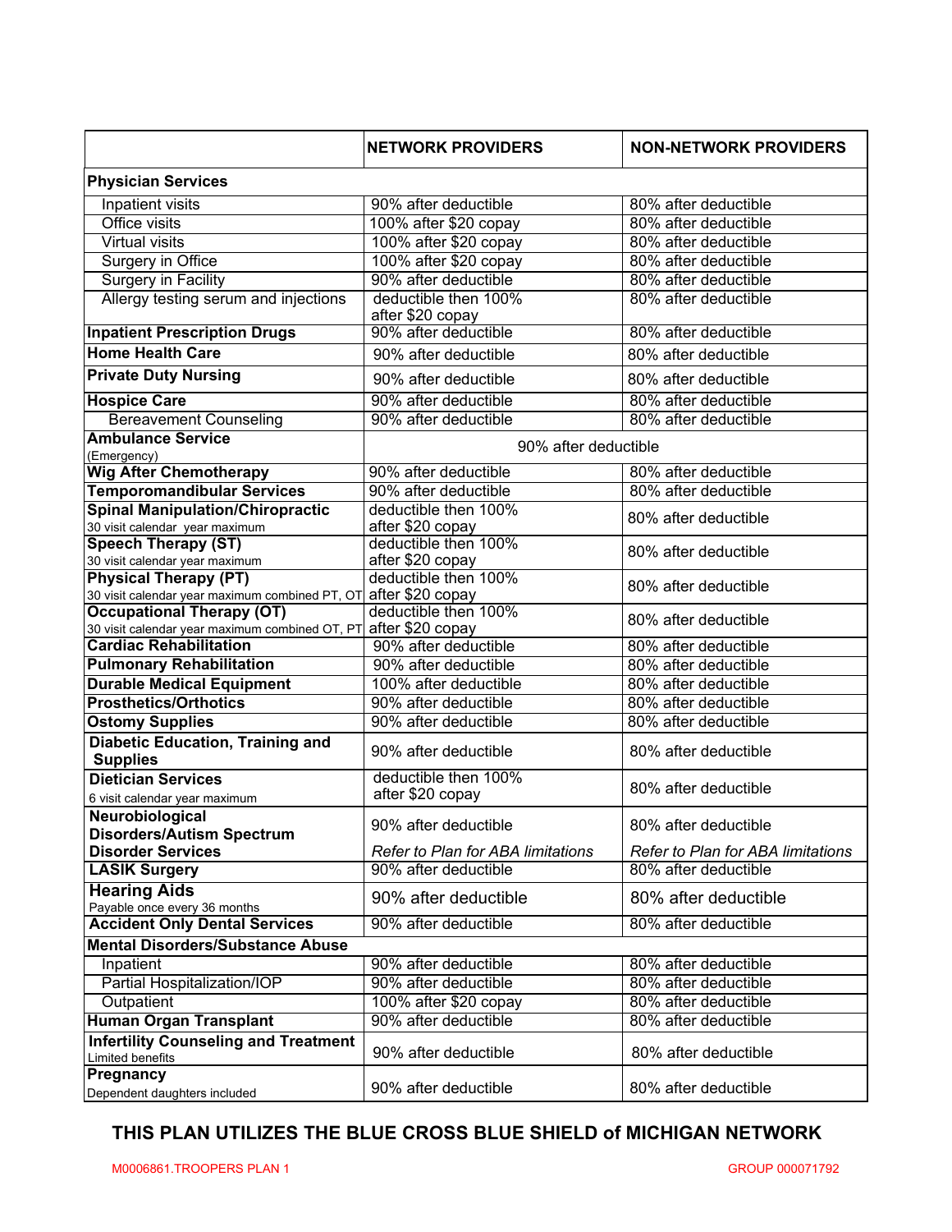| | NETWORK PROVIDERS | NON-NETWORK PROVIDERS |
|---|---|---|
| **Physician Services** | | |
| Inpatient visits | 90% after deductible | 80% after deductible |
| Office visits | 100% after $20 copay | 80% after deductible |
| Virtual visits | 100% after $20 copay | 80% after deductible |
| Surgery in Office | 100% after $20 copay | 80% after deductible |
| Surgery in Facility | 90% after deductible | 80% after deductible |
| Allergy testing serum and injections | deductible then 100% after $20 copay | 80% after deductible |
| **Inpatient Prescription Drugs** | 90% after deductible | 80% after deductible |
| **Home Health Care** | 90% after deductible | 80% after deductible |
| **Private Duty Nursing** | 90% after deductible | 80% after deductible |
| **Hospice Care** | 90% after deductible | 80% after deductible |
| Bereavement Counseling | 90% after deductible | 80% after deductible |
| **Ambulance Service** (Emergency) | 90% after deductible | |
| **Wig After Chemotherapy** | 90% after deductible | 80% after deductible |
| **Temporomandibular Services** | 90% after deductible | 80% after deductible |
| **Spinal Manipulation/Chiropractic** 30 visit calendar year maximum | deductible then 100% after $20 copay | 80% after deductible |
| **Speech Therapy (ST)** 30 visit calendar year maximum | deductible then 100% after $20 copay | 80% after deductible |
| **Physical Therapy (PT)** 30 visit calendar year maximum combined PT, OT | deductible then 100% after $20 copay | 80% after deductible |
| **Occupational Therapy (OT)** 30 visit calendar year maximum combined OT, PT | deductible then 100% after $20 copay | 80% after deductible |
| **Cardiac Rehabilitation** | 90% after deductible | 80% after deductible |
| **Pulmonary Rehabilitation** | 90% after deductible | 80% after deductible |
| **Durable Medical Equipment** | 100% after deductible | 80% after deductible |
| **Prosthetics/Orthotics** | 90% after deductible | 80% after deductible |
| **Ostomy Supplies** | 90% after deductible | 80% after deductible |
| **Diabetic Education, Training and Supplies** | 90% after deductible | 80% after deductible |
| **Dietician Services** 6 visit calendar year maximum | deductible then 100% after $20 copay | 80% after deductible |
| **Neurobiological Disorders/Autism Spectrum Disorder Services** | 90% after deductible *Refer to Plan for ABA limitations* | 80% after deductible *Refer to Plan for ABA limitations* |
| **LASIK Surgery** | 90% after deductible | 80% after deductible |
| **Hearing Aids** Payable once every 36 months | 90% after deductible | 80% after deductible |
| **Accident Only Dental Services** | 90% after deductible | 80% after deductible |
| **Mental Disorders/Substance Abuse** | | |
| Inpatient | 90% after deductible | 80% after deductible |
| Partial Hospitalization/IOP | 90% after deductible | 80% after deductible |
| Outpatient | 100% after $20 copay | 80% after deductible |
| **Human Organ Transplant** | 90% after deductible | 80% after deductible |
| **Infertility Counseling and Treatment** Limited benefits | 90% after deductible | 80% after deductible |
| **Pregnancy** Dependent daughters included | 90% after deductible | 80% after deductible |

**THIS PLAN UTILIZES THE BLUE CROSS BLUE SHIELD of MICHIGAN NETWORK**

M0006861.TROOPERS PLAN 1 GROUP 000071792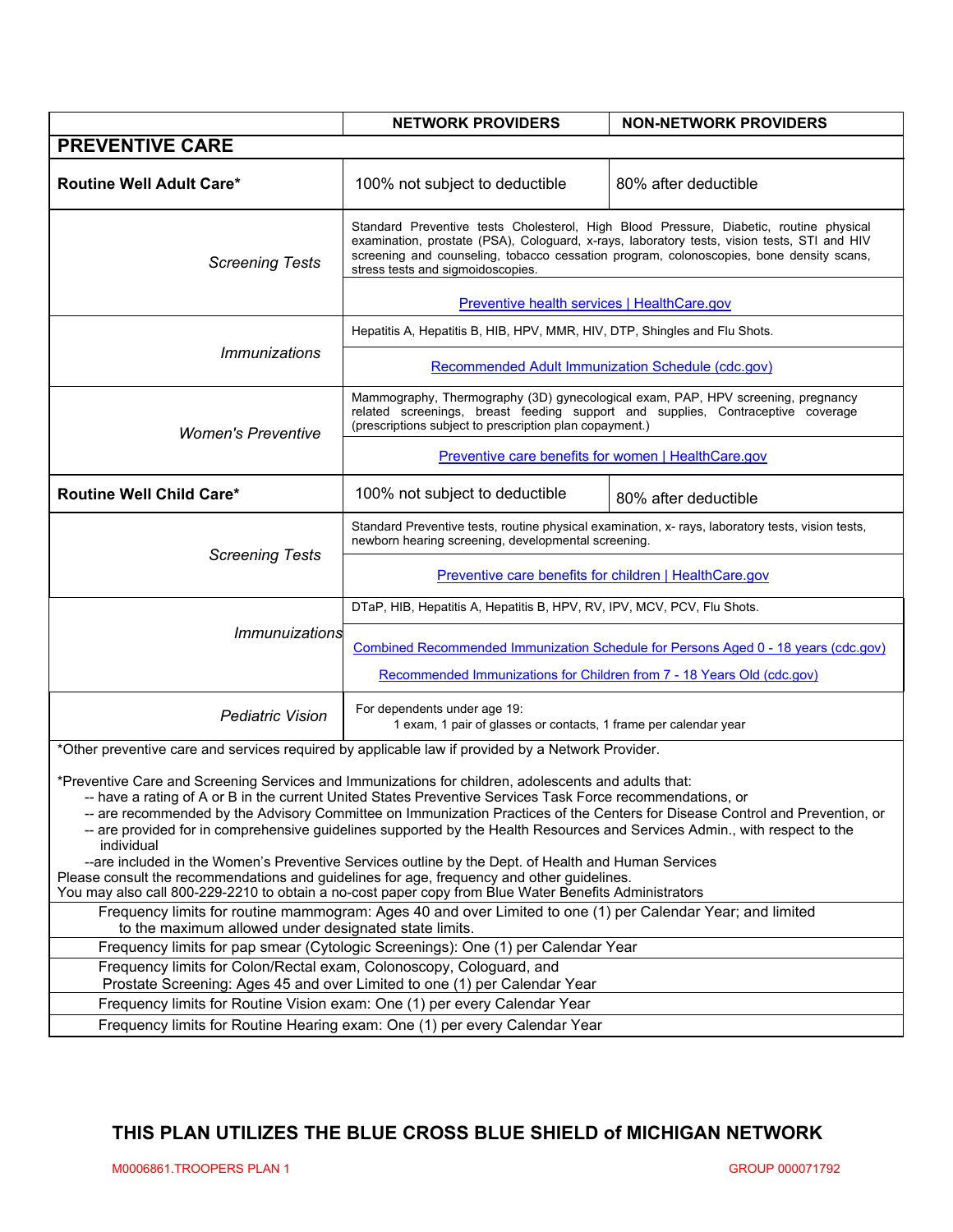| | NETWORK PROVIDERS | NON-NETWORK PROVIDERS |
|---|---|---|
| **PREVENTIVE CARE** | | |
| **Routine Well Adult Care*** | 100% not subject to deductible | 80% after deductible |
| *Screening Tests* | Standard Preventive tests Cholesterol, High Blood Pressure, Diabetic, routine physical examination, prostate (PSA), Cologuard, x-rays, laboratory tests, vision tests, STI and HIV screening and counseling, tobacco cessation program, colonoscopies, bone density scans, stress tests and sigmoidoscopies. [Preventive health services \| HealthCare.gov] | |
| *Immunizations* | Hepatitis A, Hepatitis B, HIB, HPV, MMR, HIV, DTP, Shingles and Flu Shots. [Recommended Adult Immunization Schedule (cdc.gov)] | |
| *Women's Preventive* | Mammography, Thermography (3D) gynecological exam, PAP, HPV screening, pregnancy related screenings, breast feeding support and supplies, Contraceptive coverage (prescriptions subject to prescription plan copayment.) [Preventive care benefits for women \| HealthCare.gov] | |
| **Routine Well Child Care*** | 100% not subject to deductible | 80% after deductible |
| *Screening Tests* | Standard Preventive tests, routine physical examination, x- rays, laboratory tests, vision tests, newborn hearing screening, developmental screening. [Preventive care benefits for children \| HealthCare.gov] | |
| *Immunuizations* | DTaP, HIB, Hepatitis A, Hepatitis B, HPV, RV, IPV, MCV, PCV, Flu Shots. [Combined Recommended Immunization Schedule for Persons Aged 0 - 18 years (cdc.gov)] [Recommended Immunizations for Children from 7 - 18 Years Old (cdc.gov)] | |
| *Pediatric Vision* | For dependents under age 19: 1 exam, 1 pair of glasses or contacts, 1 frame per calendar year | |

*Other preventive care and services required by applicable law if provided by a Network Provider.

*Preventive Care and Screening Services and Immunizations for children, adolescents and adults that:
-- have a rating of A or B in the current United States Preventive Services Task Force recommendations, or
-- are recommended by the Advisory Committee on Immunization Practices of the Centers for Disease Control and Prevention, or
-- are provided for in comprehensive guidelines supported by the Health Resources and Services Admin., with respect to the individual
--are included in the Women's Preventive Services outline by the Dept. of Health and Human Services
Please consult the recommendations and guidelines for age, frequency and other guidelines.
You may also call 800-229-2210 to obtain a no-cost paper copy from Blue Water Benefits Administrators

| |
|---|
| Frequency limits for routine mammogram: Ages 40 and over Limited to one (1) per Calendar Year; and limited to the maximum allowed under designated state limits. |
| Frequency limits for pap smear (Cytologic Screenings): One (1) per Calendar Year |
| Frequency limits for Colon/Rectal exam, Colonoscopy, Cologuard, and Prostate Screening: Ages 45 and over Limited to one (1) per Calendar Year |
| Frequency limits for Routine Vision exam: One (1) per every Calendar Year |
| Frequency limits for Routine Hearing exam: One (1) per every Calendar Year |

**THIS PLAN UTILIZES THE BLUE CROSS BLUE SHIELD of MICHIGAN NETWORK**

M0006861.TROOPERS PLAN 1 GROUP 000071792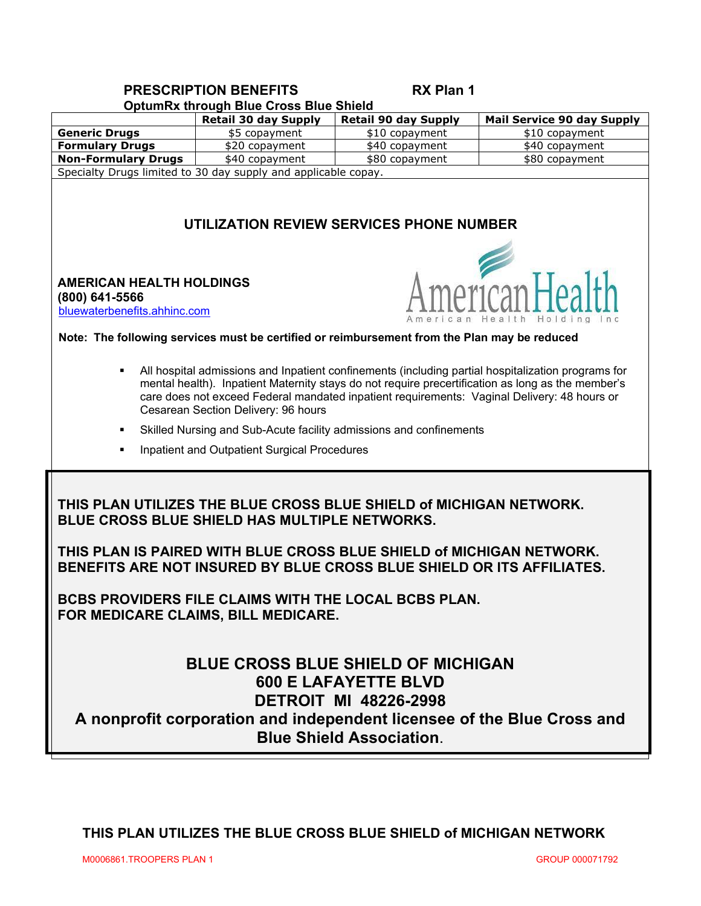## PRESCRIPTION BENEFITS RX Plan 1

**OptumRx through Blue Cross Blue Shield**

| | Retail 30 day Supply | Retail 90 day Supply | Mail Service 90 day Supply |
|---|---|---|---|
| **Generic Drugs** | $5 copayment | $10 copayment | $10 copayment |
| **Formulary Drugs** | $20 copayment | $40 copayment | $40 copayment |
| **Non-Formulary Drugs** | $40 copayment | $80 copayment | $80 copayment |

Specialty Drugs limited to 30 day supply and applicable copay.

## UTILIZATION REVIEW SERVICES PHONE NUMBER

**AMERICAN HEALTH HOLDINGS**
**(800) 641-5566**
bluewaterbenefits.ahhinc.com

AmericanHealth
American Health Holding Inc

**Note: The following services must be certified or reimbursement from the Plan may be reduced**

- All hospital admissions and Inpatient confinements (including partial hospitalization programs for mental health). Inpatient Maternity stays do not require precertification as long as the member's care does not exceed Federal mandated inpatient requirements: Vaginal Delivery: 48 hours or Cesarean Section Delivery: 96 hours
- Skilled Nursing and Sub-Acute facility admissions and confinements
- Inpatient and Outpatient Surgical Procedures

**THIS PLAN UTILIZES THE BLUE CROSS BLUE SHIELD of MICHIGAN NETWORK. BLUE CROSS BLUE SHIELD HAS MULTIPLE NETWORKS.**

**THIS PLAN IS PAIRED WITH BLUE CROSS BLUE SHIELD of MICHIGAN NETWORK. BENEFITS ARE NOT INSURED BY BLUE CROSS BLUE SHIELD OR ITS AFFILIATES.**

**BCBS PROVIDERS FILE CLAIMS WITH THE LOCAL BCBS PLAN. FOR MEDICARE CLAIMS, BILL MEDICARE.**

**BLUE CROSS BLUE SHIELD OF MICHIGAN**
**600 E LAFAYETTE BLVD**
**DETROIT MI 48226-2998**
**A nonprofit corporation and independent licensee of the Blue Cross and Blue Shield Association.**

**THIS PLAN UTILIZES THE BLUE CROSS BLUE SHIELD of MICHIGAN NETWORK**

M0006861.TROOPERS PLAN 1 GROUP 000071792